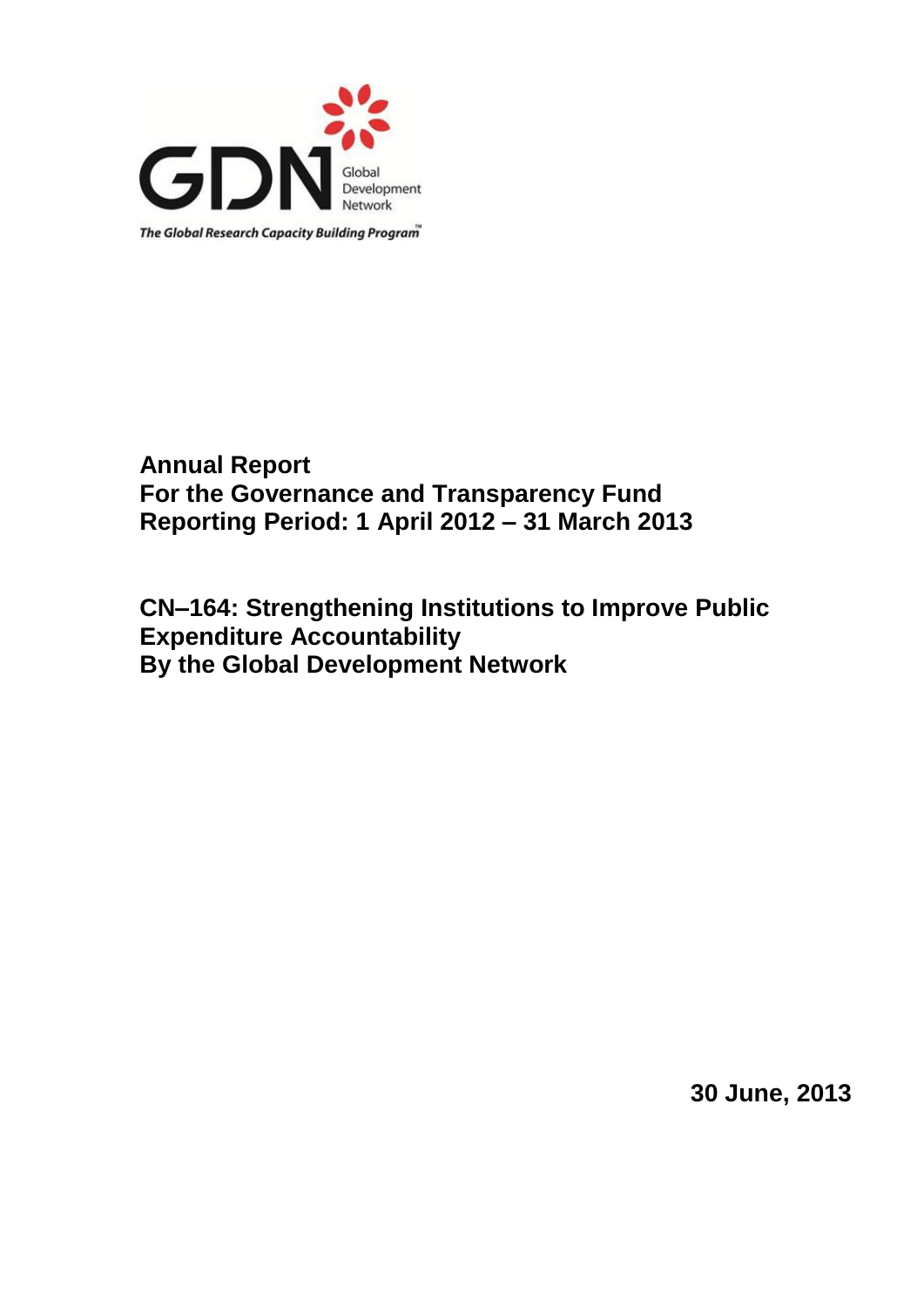GDN Global Development Network

*The Global Research Capacity Building Program™*

**Annual Report**
**For the Governance and Transparency Fund**
**Reporting Period: 1 April 2012 – 31 March 2013**

**CN–164: Strengthening Institutions to Improve Public Expenditure Accountability**
**By the Global Development Network**

**30 June, 2013**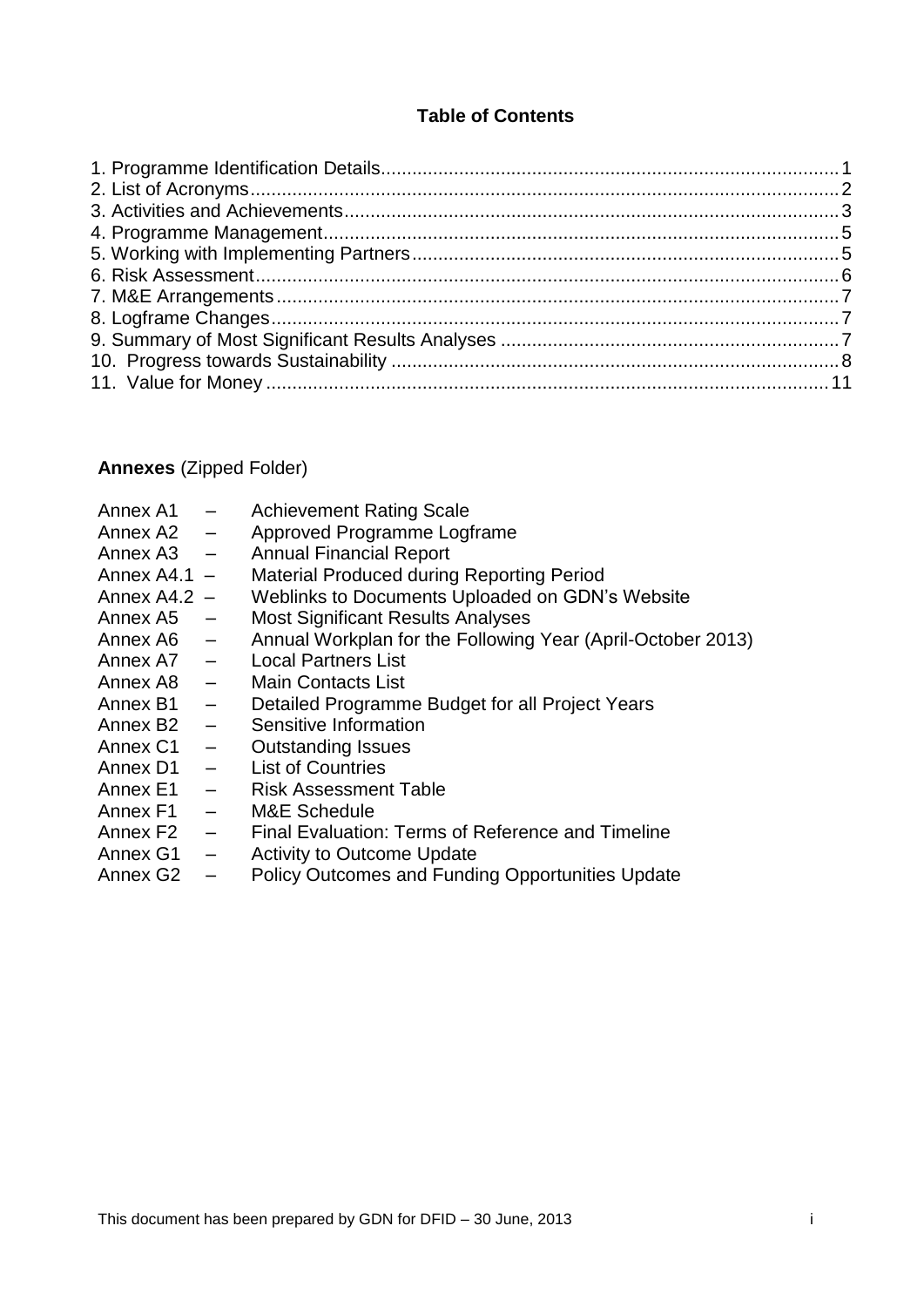**Table of Contents**

1. Programme Identification Details........................................................................................1
2. List of Acronyms..................................................................................................................2
3. Activities and Achievements...............................................................................................3
4. Programme Management...................................................................................................5
5. Working with Implementing Partners...................................................................................5
6. Risk Assessment.................................................................................................................6
7. M&E Arrangements.............................................................................................................7
8. Logframe Changes..............................................................................................................7
9. Summary of Most Significant Results Analyses .................................................................7
10. Progress towards Sustainability .......................................................................................8
11. Value for Money ...............................................................................................................11

**Annexes** (Zipped Folder)

Annex A1 – Achievement Rating Scale
Annex A2 – Approved Programme Logframe
Annex A3 – Annual Financial Report
Annex A4.1 – Material Produced during Reporting Period
Annex A4.2 – Weblinks to Documents Uploaded on GDN's Website
Annex A5 – Most Significant Results Analyses
Annex A6 – Annual Workplan for the Following Year (April-October 2013)
Annex A7 – Local Partners List
Annex A8 – Main Contacts List
Annex B1 – Detailed Programme Budget for all Project Years
Annex B2 – Sensitive Information
Annex C1 – Outstanding Issues
Annex D1 – List of Countries
Annex E1 – Risk Assessment Table
Annex F1 – M&E Schedule
Annex F2 – Final Evaluation: Terms of Reference and Timeline
Annex G1 – Activity to Outcome Update
Annex G2 – Policy Outcomes and Funding Opportunities Update

This document has been prepared by GDN for DFID – 30 June, 2013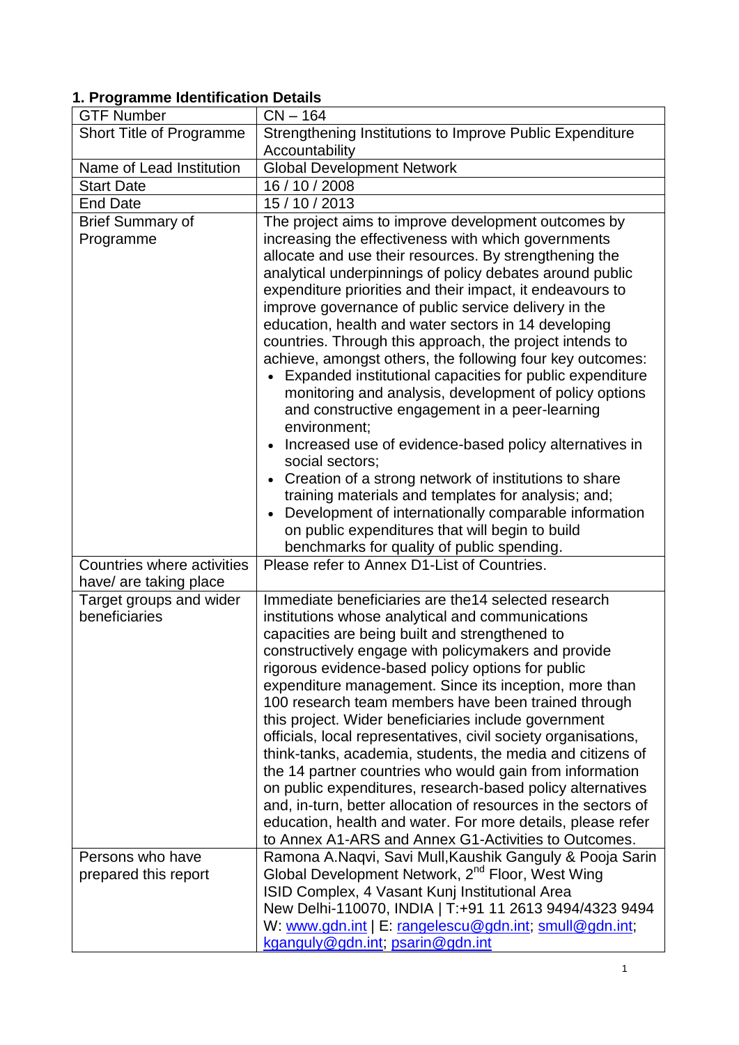## 1. Programme Identification Details

| GTF Number | CN – 164 |
|---|---|
| Short Title of Programme | Strengthening Institutions to Improve Public Expenditure Accountability |
| Name of Lead Institution | Global Development Network |
| Start Date | 16 / 10 / 2008 |
| End Date | 15 / 10 / 2013 |
| Brief Summary of Programme | The project aims to improve development outcomes by increasing the effectiveness with which governments allocate and use their resources. By strengthening the analytical underpinnings of policy debates around public expenditure priorities and their impact, it endeavours to improve governance of public service delivery in the education, health and water sectors in 14 developing countries. Through this approach, the project intends to achieve, amongst others, the following four key outcomes:<br>• Expanded institutional capacities for public expenditure monitoring and analysis, development of policy options and constructive engagement in a peer-learning environment;<br>• Increased use of evidence-based policy alternatives in social sectors;<br>• Creation of a strong network of institutions to share training materials and templates for analysis; and;<br>• Development of internationally comparable information on public expenditures that will begin to build benchmarks for quality of public spending. |
| Countries where activities have/ are taking place | Please refer to Annex D1-List of Countries. |
| Target groups and wider beneficiaries | Immediate beneficiaries are the14 selected research institutions whose analytical and communications capacities are being built and strengthened to constructively engage with policymakers and provide rigorous evidence-based policy options for public expenditure management. Since its inception, more than 100 research team members have been trained through this project. Wider beneficiaries include government officials, local representatives, civil society organisations, think-tanks, academia, students, the media and citizens of the 14 partner countries who would gain from information on public expenditures, research-based policy alternatives and, in-turn, better allocation of resources in the sectors of education, health and water. For more details, please refer to Annex A1-ARS and Annex G1-Activities to Outcomes. |
| Persons who have prepared this report | Ramona A.Naqvi, Savi Mull,Kaushik Ganguly & Pooja Sarin<br>Global Development Network, 2nd Floor, West Wing<br>ISID Complex, 4 Vasant Kunj Institutional Area<br>New Delhi-110070, INDIA \| T:+91 11 2613 9494/4323 9494<br>W: www.gdn.int \| E: rangelescu@gdn.int; smull@gdn.int; kganguly@gdn.int; psarin@gdn.int |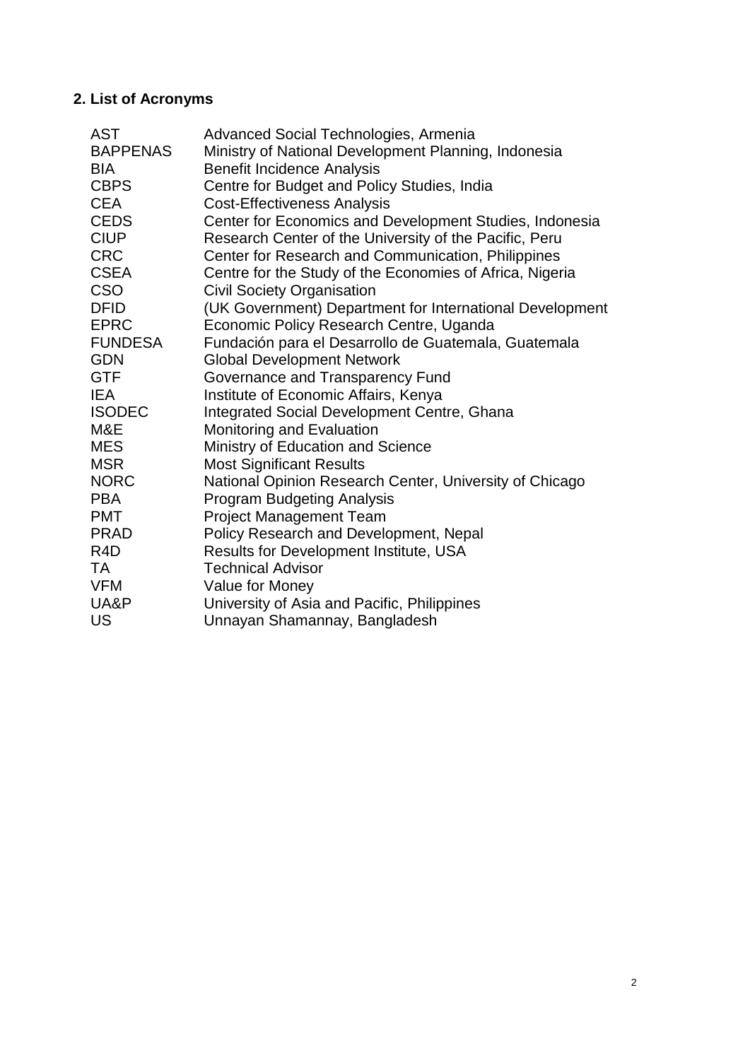## 2. List of Acronyms

| | |
|---|---|
| AST | Advanced Social Technologies, Armenia |
| BAPPENAS | Ministry of National Development Planning, Indonesia |
| BIA | Benefit Incidence Analysis |
| CBPS | Centre for Budget and Policy Studies, India |
| CEA | Cost-Effectiveness Analysis |
| CEDS | Center for Economics and Development Studies, Indonesia |
| CIUP | Research Center of the University of the Pacific, Peru |
| CRC | Center for Research and Communication, Philippines |
| CSEA | Centre for the Study of the Economies of Africa, Nigeria |
| CSO | Civil Society Organisation |
| DFID | (UK Government) Department for International Development |
| EPRC | Economic Policy Research Centre, Uganda |
| FUNDESA | Fundación para el Desarrollo de Guatemala, Guatemala |
| GDN | Global Development Network |
| GTF | Governance and Transparency Fund |
| IEA | Institute of Economic Affairs, Kenya |
| ISODEC | Integrated Social Development Centre, Ghana |
| M&E | Monitoring and Evaluation |
| MES | Ministry of Education and Science |
| MSR | Most Significant Results |
| NORC | National Opinion Research Center, University of Chicago |
| PBA | Program Budgeting Analysis |
| PMT | Project Management Team |
| PRAD | Policy Research and Development, Nepal |
| R4D | Results for Development Institute, USA |
| TA | Technical Advisor |
| VFM | Value for Money |
| UA&P | University of Asia and Pacific, Philippines |
| US | Unnayan Shamannay, Bangladesh |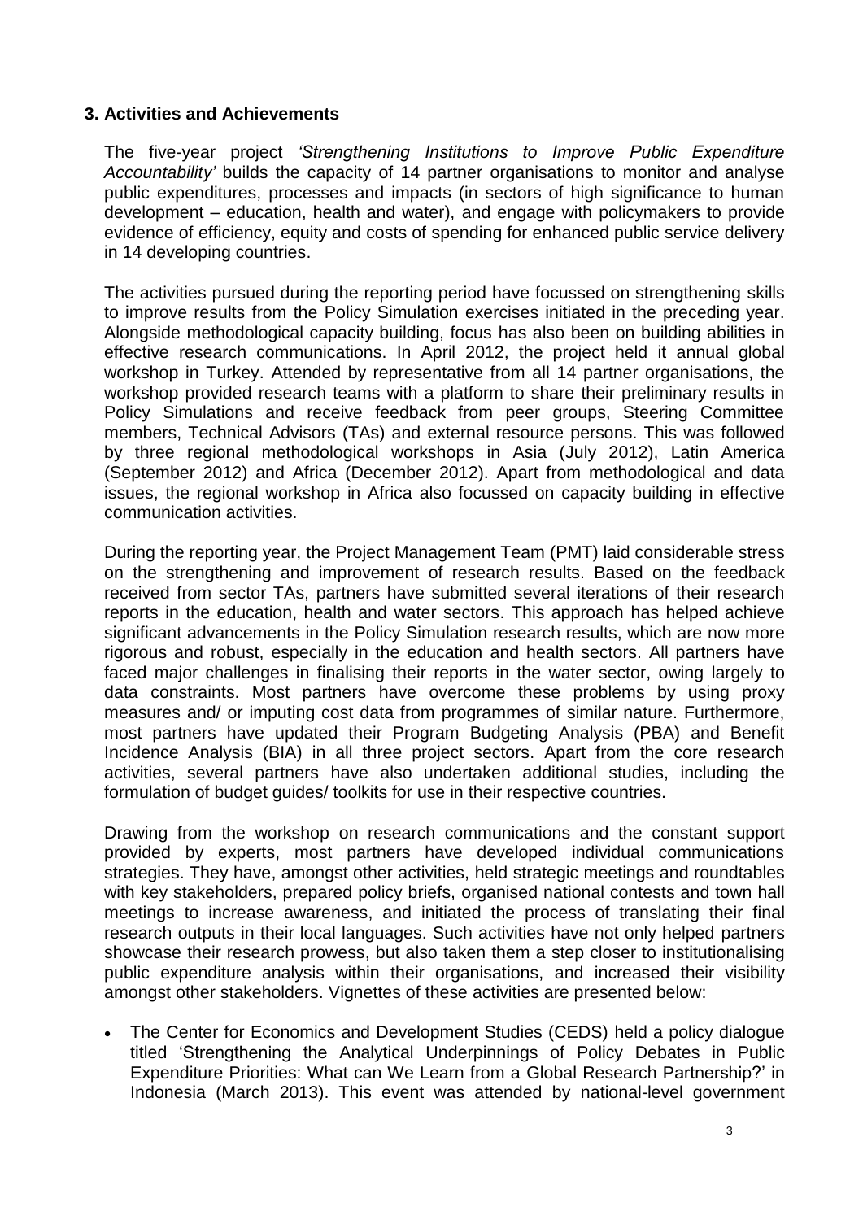## 3. Activities and Achievements

The five-year project *'Strengthening Institutions to Improve Public Expenditure Accountability'* builds the capacity of 14 partner organisations to monitor and analyse public expenditures, processes and impacts (in sectors of high significance to human development – education, health and water), and engage with policymakers to provide evidence of efficiency, equity and costs of spending for enhanced public service delivery in 14 developing countries.

The activities pursued during the reporting period have focussed on strengthening skills to improve results from the Policy Simulation exercises initiated in the preceding year. Alongside methodological capacity building, focus has also been on building abilities in effective research communications. In April 2012, the project held it annual global workshop in Turkey. Attended by representative from all 14 partner organisations, the workshop provided research teams with a platform to share their preliminary results in Policy Simulations and receive feedback from peer groups, Steering Committee members, Technical Advisors (TAs) and external resource persons. This was followed by three regional methodological workshops in Asia (July 2012), Latin America (September 2012) and Africa (December 2012). Apart from methodological and data issues, the regional workshop in Africa also focussed on capacity building in effective communication activities.

During the reporting year, the Project Management Team (PMT) laid considerable stress on the strengthening and improvement of research results. Based on the feedback received from sector TAs, partners have submitted several iterations of their research reports in the education, health and water sectors. This approach has helped achieve significant advancements in the Policy Simulation research results, which are now more rigorous and robust, especially in the education and health sectors. All partners have faced major challenges in finalising their reports in the water sector, owing largely to data constraints. Most partners have overcome these problems by using proxy measures and/ or imputing cost data from programmes of similar nature. Furthermore, most partners have updated their Program Budgeting Analysis (PBA) and Benefit Incidence Analysis (BIA) in all three project sectors. Apart from the core research activities, several partners have also undertaken additional studies, including the formulation of budget guides/ toolkits for use in their respective countries.

Drawing from the workshop on research communications and the constant support provided by experts, most partners have developed individual communications strategies. They have, amongst other activities, held strategic meetings and roundtables with key stakeholders, prepared policy briefs, organised national contests and town hall meetings to increase awareness, and initiated the process of translating their final research outputs in their local languages. Such activities have not only helped partners showcase their research prowess, but also taken them a step closer to institutionalising public expenditure analysis within their organisations, and increased their visibility amongst other stakeholders. Vignettes of these activities are presented below:

- The Center for Economics and Development Studies (CEDS) held a policy dialogue titled 'Strengthening the Analytical Underpinnings of Policy Debates in Public Expenditure Priorities: What can We Learn from a Global Research Partnership?' in Indonesia (March 2013). This event was attended by national-level government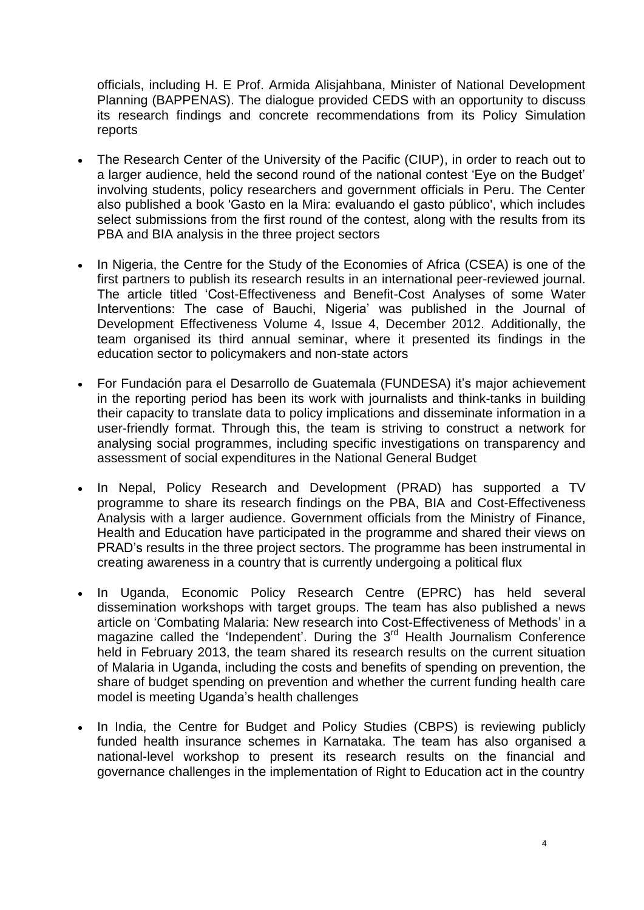officials, including H. E Prof. Armida Alisjahbana, Minister of National Development Planning (BAPPENAS). The dialogue provided CEDS with an opportunity to discuss its research findings and concrete recommendations from its Policy Simulation reports

- The Research Center of the University of the Pacific (CIUP), in order to reach out to a larger audience, held the second round of the national contest 'Eye on the Budget' involving students, policy researchers and government officials in Peru. The Center also published a book 'Gasto en la Mira: evaluando el gasto público', which includes select submissions from the first round of the contest, along with the results from its PBA and BIA analysis in the three project sectors

- In Nigeria, the Centre for the Study of the Economies of Africa (CSEA) is one of the first partners to publish its research results in an international peer-reviewed journal. The article titled 'Cost-Effectiveness and Benefit-Cost Analyses of some Water Interventions: The case of Bauchi, Nigeria' was published in the Journal of Development Effectiveness Volume 4, Issue 4, December 2012. Additionally, the team organised its third annual seminar, where it presented its findings in the education sector to policymakers and non-state actors

- For Fundación para el Desarrollo de Guatemala (FUNDESA) it's major achievement in the reporting period has been its work with journalists and think-tanks in building their capacity to translate data to policy implications and disseminate information in a user-friendly format. Through this, the team is striving to construct a network for analysing social programmes, including specific investigations on transparency and assessment of social expenditures in the National General Budget

- In Nepal, Policy Research and Development (PRAD) has supported a TV programme to share its research findings on the PBA, BIA and Cost-Effectiveness Analysis with a larger audience. Government officials from the Ministry of Finance, Health and Education have participated in the programme and shared their views on PRAD's results in the three project sectors. The programme has been instrumental in creating awareness in a country that is currently undergoing a political flux

- In Uganda, Economic Policy Research Centre (EPRC) has held several dissemination workshops with target groups. The team has also published a news article on 'Combating Malaria: New research into Cost-Effectiveness of Methods' in a magazine called the 'Independent'. During the 3rd Health Journalism Conference held in February 2013, the team shared its research results on the current situation of Malaria in Uganda, including the costs and benefits of spending on prevention, the share of budget spending on prevention and whether the current funding health care model is meeting Uganda's health challenges

- In India, the Centre for Budget and Policy Studies (CBPS) is reviewing publicly funded health insurance schemes in Karnataka. The team has also organised a national-level workshop to present its research results on the financial and governance challenges in the implementation of Right to Education act in the country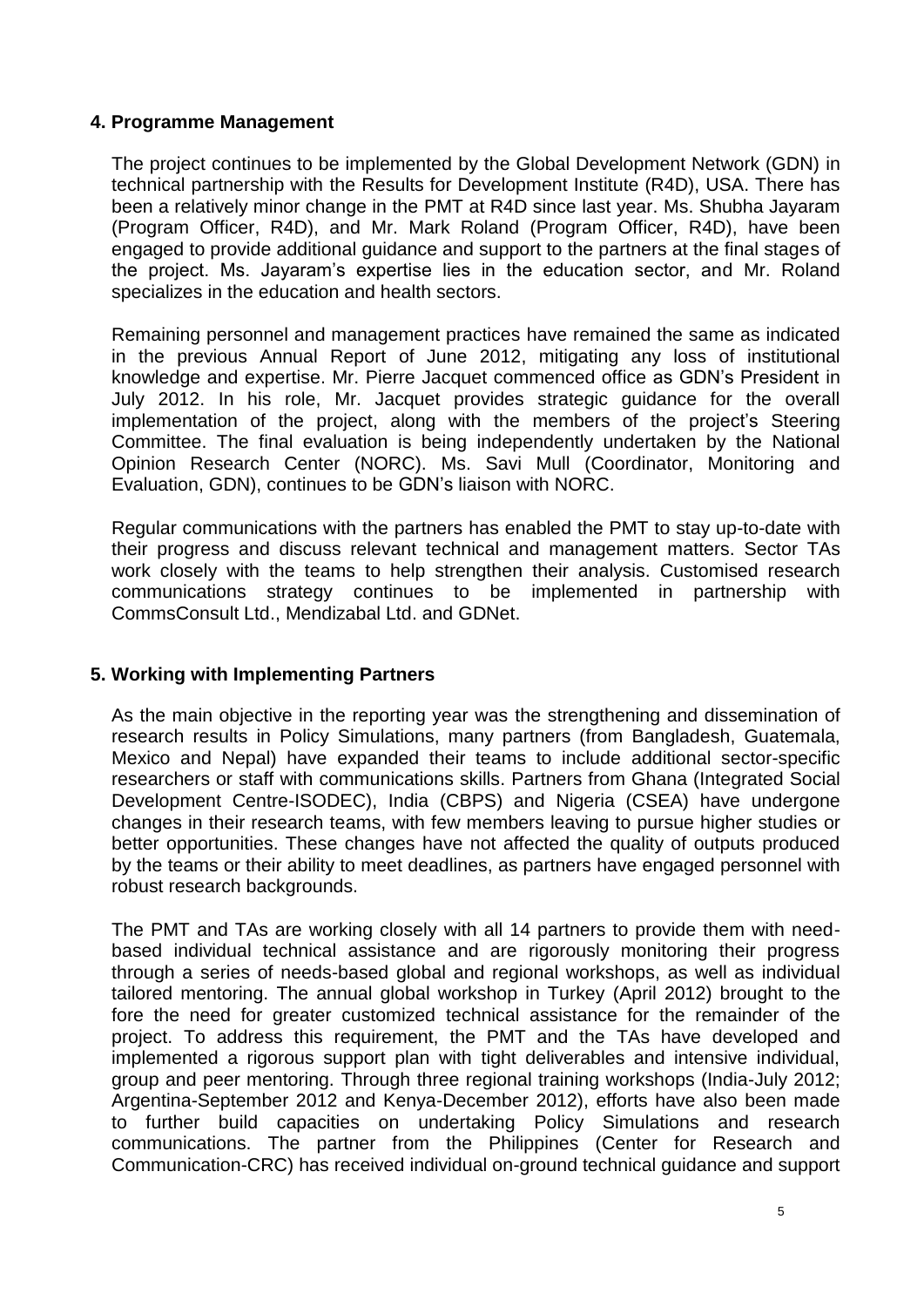## 4. Programme Management

The project continues to be implemented by the Global Development Network (GDN) in technical partnership with the Results for Development Institute (R4D), USA. There has been a relatively minor change in the PMT at R4D since last year. Ms. Shubha Jayaram (Program Officer, R4D), and Mr. Mark Roland (Program Officer, R4D), have been engaged to provide additional guidance and support to the partners at the final stages of the project. Ms. Jayaram's expertise lies in the education sector, and Mr. Roland specializes in the education and health sectors.

Remaining personnel and management practices have remained the same as indicated in the previous Annual Report of June 2012, mitigating any loss of institutional knowledge and expertise. Mr. Pierre Jacquet commenced office as GDN's President in July 2012. In his role, Mr. Jacquet provides strategic guidance for the overall implementation of the project, along with the members of the project's Steering Committee. The final evaluation is being independently undertaken by the National Opinion Research Center (NORC). Ms. Savi Mull (Coordinator, Monitoring and Evaluation, GDN), continues to be GDN's liaison with NORC.

Regular communications with the partners has enabled the PMT to stay up-to-date with their progress and discuss relevant technical and management matters. Sector TAs work closely with the teams to help strengthen their analysis. Customised research communications strategy continues to be implemented in partnership with CommsConsult Ltd., Mendizabal Ltd. and GDNet.

## 5. Working with Implementing Partners

As the main objective in the reporting year was the strengthening and dissemination of research results in Policy Simulations, many partners (from Bangladesh, Guatemala, Mexico and Nepal) have expanded their teams to include additional sector-specific researchers or staff with communications skills. Partners from Ghana (Integrated Social Development Centre-ISODEC), India (CBPS) and Nigeria (CSEA) have undergone changes in their research teams, with few members leaving to pursue higher studies or better opportunities. These changes have not affected the quality of outputs produced by the teams or their ability to meet deadlines, as partners have engaged personnel with robust research backgrounds.

The PMT and TAs are working closely with all 14 partners to provide them with need-based individual technical assistance and are rigorously monitoring their progress through a series of needs-based global and regional workshops, as well as individual tailored mentoring. The annual global workshop in Turkey (April 2012) brought to the fore the need for greater customized technical assistance for the remainder of the project. To address this requirement, the PMT and the TAs have developed and implemented a rigorous support plan with tight deliverables and intensive individual, group and peer mentoring. Through three regional training workshops (India-July 2012; Argentina-September 2012 and Kenya-December 2012), efforts have also been made to further build capacities on undertaking Policy Simulations and research communications. The partner from the Philippines (Center for Research and Communication-CRC) has received individual on-ground technical guidance and support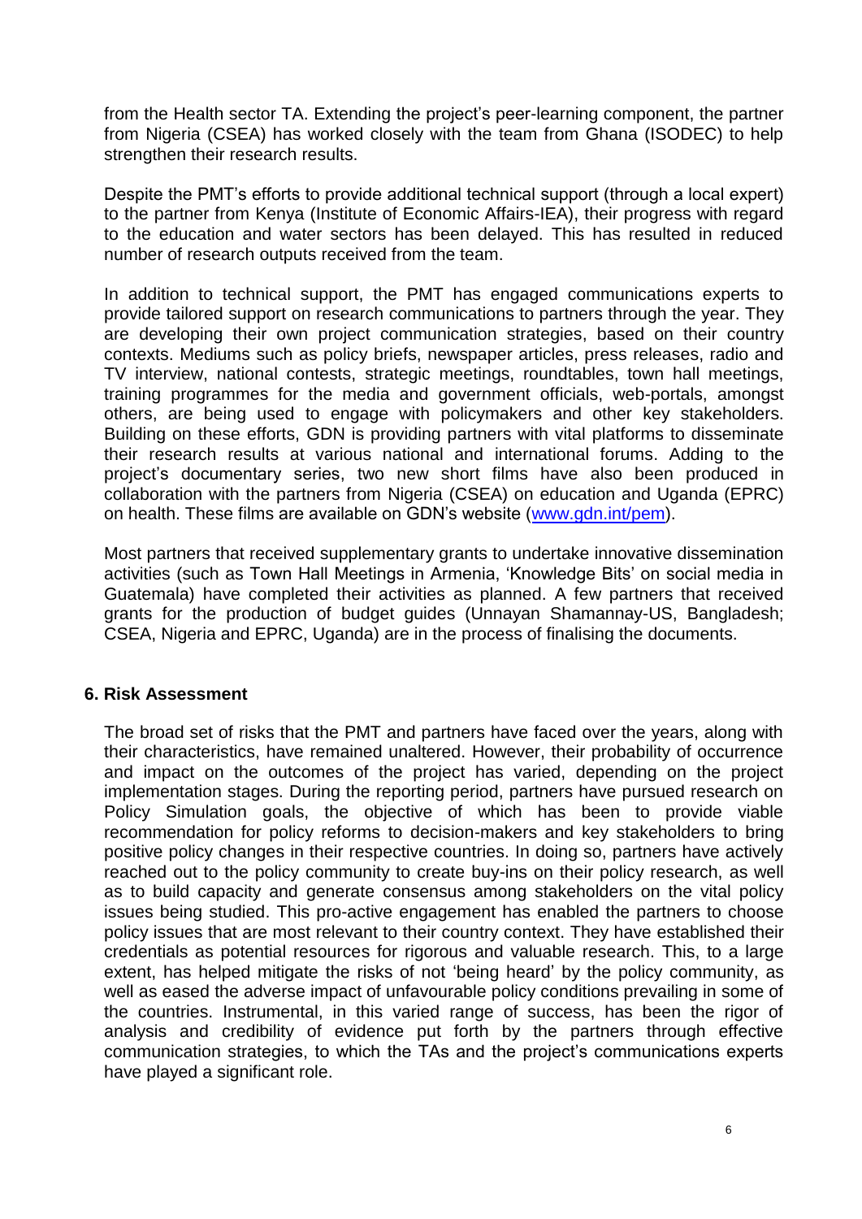from the Health sector TA. Extending the project's peer-learning component, the partner from Nigeria (CSEA) has worked closely with the team from Ghana (ISODEC) to help strengthen their research results.

Despite the PMT's efforts to provide additional technical support (through a local expert) to the partner from Kenya (Institute of Economic Affairs-IEA), their progress with regard to the education and water sectors has been delayed. This has resulted in reduced number of research outputs received from the team.

In addition to technical support, the PMT has engaged communications experts to provide tailored support on research communications to partners through the year. They are developing their own project communication strategies, based on their country contexts. Mediums such as policy briefs, newspaper articles, press releases, radio and TV interview, national contests, strategic meetings, roundtables, town hall meetings, training programmes for the media and government officials, web-portals, amongst others, are being used to engage with policymakers and other key stakeholders. Building on these efforts, GDN is providing partners with vital platforms to disseminate their research results at various national and international forums. Adding to the project's documentary series, two new short films have also been produced in collaboration with the partners from Nigeria (CSEA) on education and Uganda (EPRC) on health. These films are available on GDN's website (www.gdn.int/pem).

Most partners that received supplementary grants to undertake innovative dissemination activities (such as Town Hall Meetings in Armenia, 'Knowledge Bits' on social media in Guatemala) have completed their activities as planned. A few partners that received grants for the production of budget guides (Unnayan Shamannay-US, Bangladesh; CSEA, Nigeria and EPRC, Uganda) are in the process of finalising the documents.

## 6. Risk Assessment

The broad set of risks that the PMT and partners have faced over the years, along with their characteristics, have remained unaltered. However, their probability of occurrence and impact on the outcomes of the project has varied, depending on the project implementation stages. During the reporting period, partners have pursued research on Policy Simulation goals, the objective of which has been to provide viable recommendation for policy reforms to decision-makers and key stakeholders to bring positive policy changes in their respective countries. In doing so, partners have actively reached out to the policy community to create buy-ins on their policy research, as well as to build capacity and generate consensus among stakeholders on the vital policy issues being studied. This pro-active engagement has enabled the partners to choose policy issues that are most relevant to their country context. They have established their credentials as potential resources for rigorous and valuable research. This, to a large extent, has helped mitigate the risks of not 'being heard' by the policy community, as well as eased the adverse impact of unfavourable policy conditions prevailing in some of the countries. Instrumental, in this varied range of success, has been the rigor of analysis and credibility of evidence put forth by the partners through effective communication strategies, to which the TAs and the project's communications experts have played a significant role.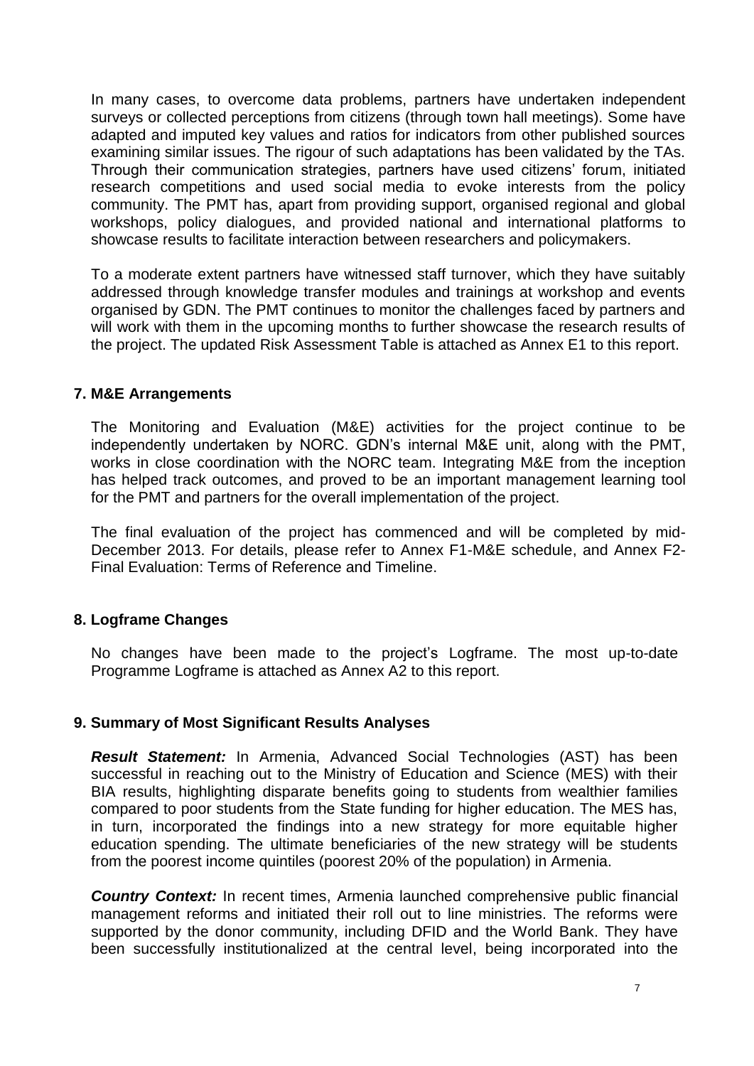In many cases, to overcome data problems, partners have undertaken independent surveys or collected perceptions from citizens (through town hall meetings). Some have adapted and imputed key values and ratios for indicators from other published sources examining similar issues. The rigour of such adaptations has been validated by the TAs. Through their communication strategies, partners have used citizens' forum, initiated research competitions and used social media to evoke interests from the policy community. The PMT has, apart from providing support, organised regional and global workshops, policy dialogues, and provided national and international platforms to showcase results to facilitate interaction between researchers and policymakers.

To a moderate extent partners have witnessed staff turnover, which they have suitably addressed through knowledge transfer modules and trainings at workshop and events organised by GDN. The PMT continues to monitor the challenges faced by partners and will work with them in the upcoming months to further showcase the research results of the project. The updated Risk Assessment Table is attached as Annex E1 to this report.

## 7. M&E Arrangements

The Monitoring and Evaluation (M&E) activities for the project continue to be independently undertaken by NORC. GDN's internal M&E unit, along with the PMT, works in close coordination with the NORC team. Integrating M&E from the inception has helped track outcomes, and proved to be an important management learning tool for the PMT and partners for the overall implementation of the project.

The final evaluation of the project has commenced and will be completed by mid-December 2013. For details, please refer to Annex F1-M&E schedule, and Annex F2-Final Evaluation: Terms of Reference and Timeline.

## 8. Logframe Changes

No changes have been made to the project's Logframe. The most up-to-date Programme Logframe is attached as Annex A2 to this report.

## 9. Summary of Most Significant Results Analyses

***Result Statement:*** In Armenia, Advanced Social Technologies (AST) has been successful in reaching out to the Ministry of Education and Science (MES) with their BIA results, highlighting disparate benefits going to students from wealthier families compared to poor students from the State funding for higher education. The MES has, in turn, incorporated the findings into a new strategy for more equitable higher education spending. The ultimate beneficiaries of the new strategy will be students from the poorest income quintiles (poorest 20% of the population) in Armenia.

***Country Context:*** In recent times, Armenia launched comprehensive public financial management reforms and initiated their roll out to line ministries. The reforms were supported by the donor community, including DFID and the World Bank. They have been successfully institutionalized at the central level, being incorporated into the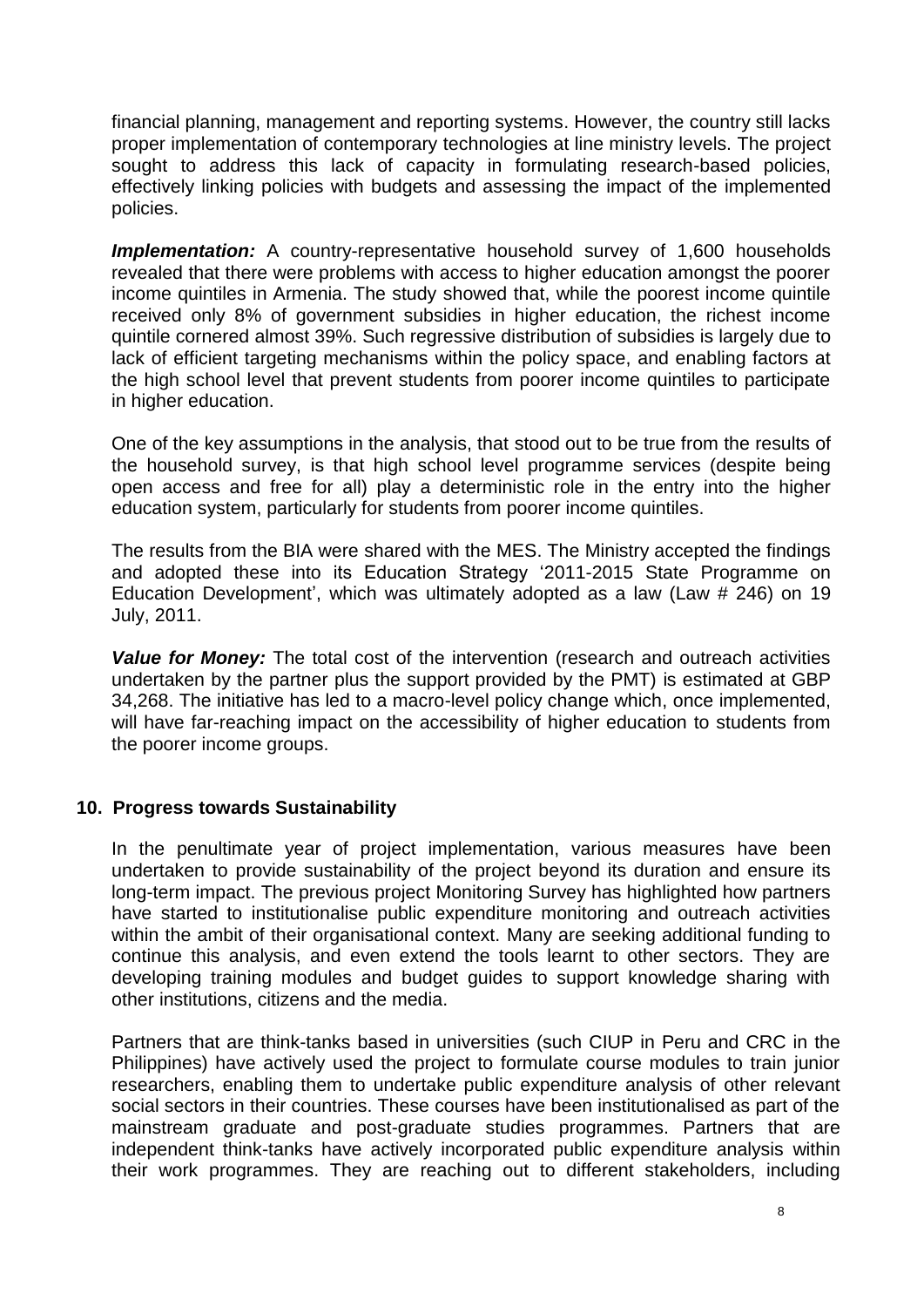financial planning, management and reporting systems. However, the country still lacks proper implementation of contemporary technologies at line ministry levels. The project sought to address this lack of capacity in formulating research-based policies, effectively linking policies with budgets and assessing the impact of the implemented policies.

***Implementation:*** A country-representative household survey of 1,600 households revealed that there were problems with access to higher education amongst the poorer income quintiles in Armenia. The study showed that, while the poorest income quintile received only 8% of government subsidies in higher education, the richest income quintile cornered almost 39%. Such regressive distribution of subsidies is largely due to lack of efficient targeting mechanisms within the policy space, and enabling factors at the high school level that prevent students from poorer income quintiles to participate in higher education.

One of the key assumptions in the analysis, that stood out to be true from the results of the household survey, is that high school level programme services (despite being open access and free for all) play a deterministic role in the entry into the higher education system, particularly for students from poorer income quintiles.

The results from the BIA were shared with the MES. The Ministry accepted the findings and adopted these into its Education Strategy '2011-2015 State Programme on Education Development', which was ultimately adopted as a law (Law # 246) on 19 July, 2011.

***Value for Money:*** The total cost of the intervention (research and outreach activities undertaken by the partner plus the support provided by the PMT) is estimated at GBP 34,268. The initiative has led to a macro-level policy change which, once implemented, will have far-reaching impact on the accessibility of higher education to students from the poorer income groups.

## 10. Progress towards Sustainability

In the penultimate year of project implementation, various measures have been undertaken to provide sustainability of the project beyond its duration and ensure its long-term impact. The previous project Monitoring Survey has highlighted how partners have started to institutionalise public expenditure monitoring and outreach activities within the ambit of their organisational context. Many are seeking additional funding to continue this analysis, and even extend the tools learnt to other sectors. They are developing training modules and budget guides to support knowledge sharing with other institutions, citizens and the media.

Partners that are think-tanks based in universities (such CIUP in Peru and CRC in the Philippines) have actively used the project to formulate course modules to train junior researchers, enabling them to undertake public expenditure analysis of other relevant social sectors in their countries. These courses have been institutionalised as part of the mainstream graduate and post-graduate studies programmes. Partners that are independent think-tanks have actively incorporated public expenditure analysis within their work programmes. They are reaching out to different stakeholders, including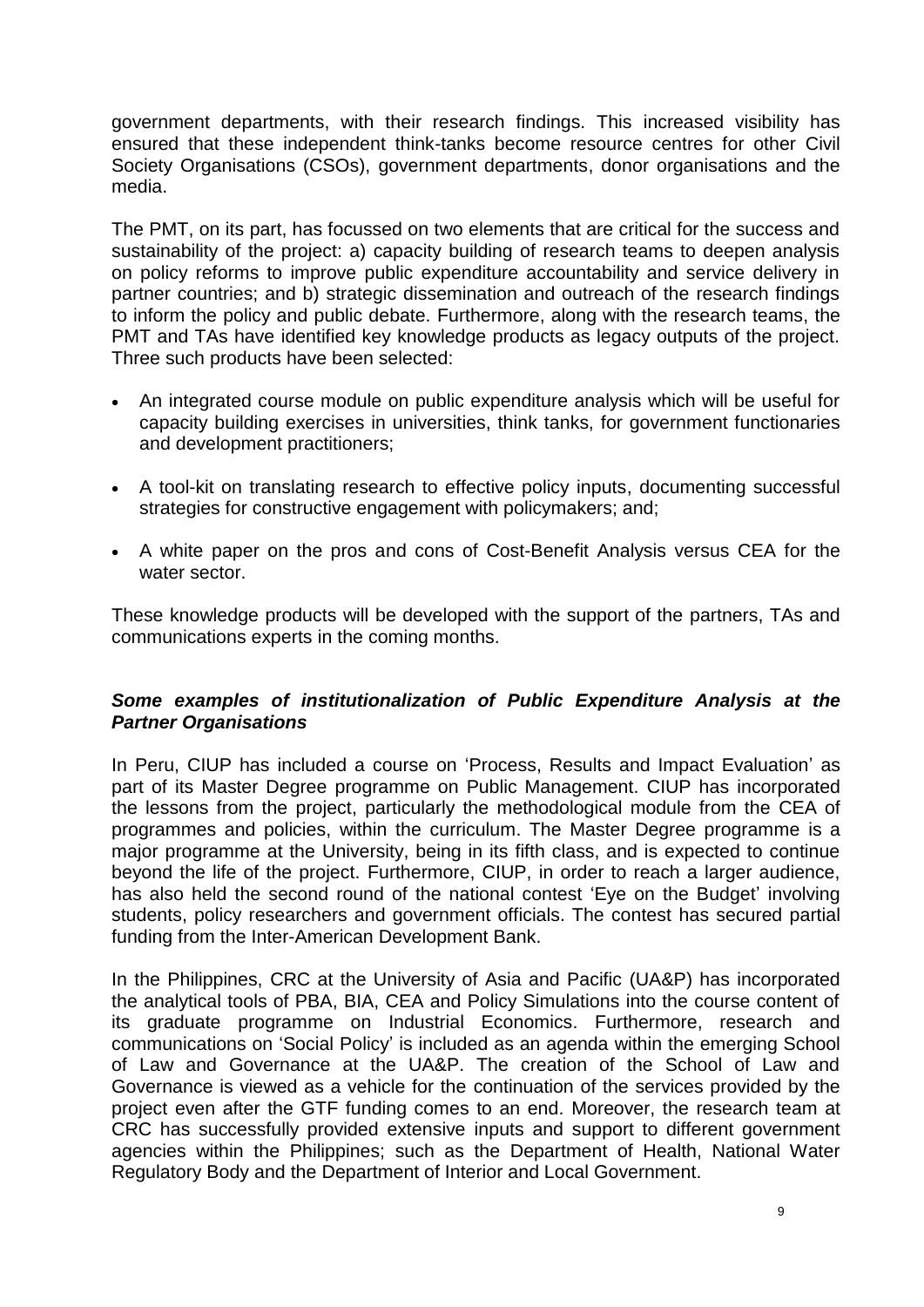government departments, with their research findings. This increased visibility has ensured that these independent think-tanks become resource centres for other Civil Society Organisations (CSOs), government departments, donor organisations and the media.

The PMT, on its part, has focussed on two elements that are critical for the success and sustainability of the project: a) capacity building of research teams to deepen analysis on policy reforms to improve public expenditure accountability and service delivery in partner countries; and b) strategic dissemination and outreach of the research findings to inform the policy and public debate. Furthermore, along with the research teams, the PMT and TAs have identified key knowledge products as legacy outputs of the project. Three such products have been selected:

- An integrated course module on public expenditure analysis which will be useful for capacity building exercises in universities, think tanks, for government functionaries and development practitioners;
- A tool-kit on translating research to effective policy inputs, documenting successful strategies for constructive engagement with policymakers; and;
- A white paper on the pros and cons of Cost-Benefit Analysis versus CEA for the water sector.

These knowledge products will be developed with the support of the partners, TAs and communications experts in the coming months.

***Some examples of institutionalization of Public Expenditure Analysis at the Partner Organisations***

In Peru, CIUP has included a course on 'Process, Results and Impact Evaluation' as part of its Master Degree programme on Public Management. CIUP has incorporated the lessons from the project, particularly the methodological module from the CEA of programmes and policies, within the curriculum. The Master Degree programme is a major programme at the University, being in its fifth class, and is expected to continue beyond the life of the project. Furthermore, CIUP, in order to reach a larger audience, has also held the second round of the national contest 'Eye on the Budget' involving students, policy researchers and government officials. The contest has secured partial funding from the Inter-American Development Bank.

In the Philippines, CRC at the University of Asia and Pacific (UA&P) has incorporated the analytical tools of PBA, BIA, CEA and Policy Simulations into the course content of its graduate programme on Industrial Economics. Furthermore, research and communications on 'Social Policy' is included as an agenda within the emerging School of Law and Governance at the UA&P. The creation of the School of Law and Governance is viewed as a vehicle for the continuation of the services provided by the project even after the GTF funding comes to an end. Moreover, the research team at CRC has successfully provided extensive inputs and support to different government agencies within the Philippines; such as the Department of Health, National Water Regulatory Body and the Department of Interior and Local Government.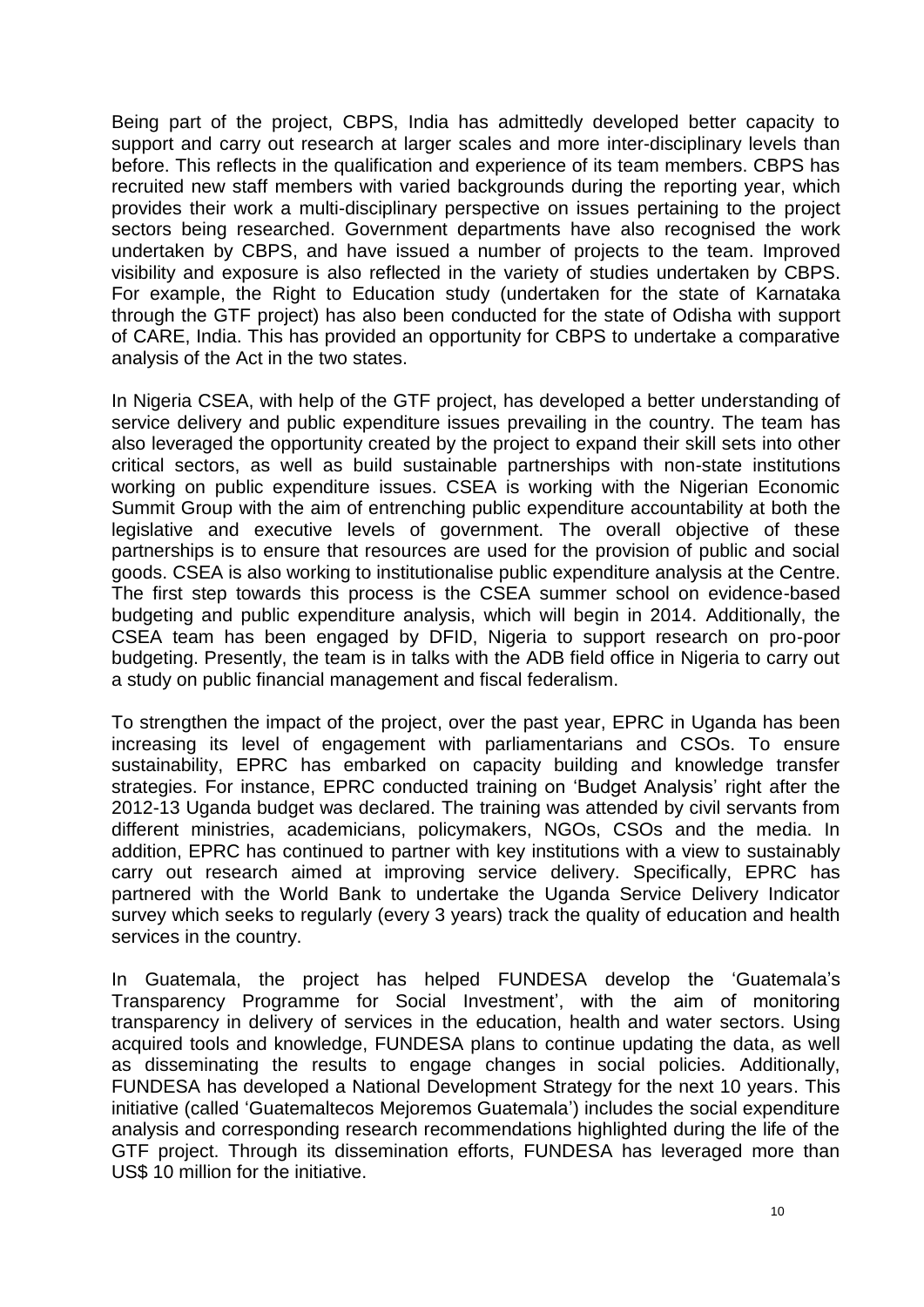Being part of the project, CBPS, India has admittedly developed better capacity to support and carry out research at larger scales and more inter-disciplinary levels than before. This reflects in the qualification and experience of its team members. CBPS has recruited new staff members with varied backgrounds during the reporting year, which provides their work a multi-disciplinary perspective on issues pertaining to the project sectors being researched. Government departments have also recognised the work undertaken by CBPS, and have issued a number of projects to the team. Improved visibility and exposure is also reflected in the variety of studies undertaken by CBPS. For example, the Right to Education study (undertaken for the state of Karnataka through the GTF project) has also been conducted for the state of Odisha with support of CARE, India. This has provided an opportunity for CBPS to undertake a comparative analysis of the Act in the two states.

In Nigeria CSEA, with help of the GTF project, has developed a better understanding of service delivery and public expenditure issues prevailing in the country. The team has also leveraged the opportunity created by the project to expand their skill sets into other critical sectors, as well as build sustainable partnerships with non-state institutions working on public expenditure issues. CSEA is working with the Nigerian Economic Summit Group with the aim of entrenching public expenditure accountability at both the legislative and executive levels of government. The overall objective of these partnerships is to ensure that resources are used for the provision of public and social goods. CSEA is also working to institutionalise public expenditure analysis at the Centre. The first step towards this process is the CSEA summer school on evidence-based budgeting and public expenditure analysis, which will begin in 2014. Additionally, the CSEA team has been engaged by DFID, Nigeria to support research on pro-poor budgeting. Presently, the team is in talks with the ADB field office in Nigeria to carry out a study on public financial management and fiscal federalism.

To strengthen the impact of the project, over the past year, EPRC in Uganda has been increasing its level of engagement with parliamentarians and CSOs. To ensure sustainability, EPRC has embarked on capacity building and knowledge transfer strategies. For instance, EPRC conducted training on 'Budget Analysis' right after the 2012-13 Uganda budget was declared. The training was attended by civil servants from different ministries, academicians, policymakers, NGOs, CSOs and the media. In addition, EPRC has continued to partner with key institutions with a view to sustainably carry out research aimed at improving service delivery. Specifically, EPRC has partnered with the World Bank to undertake the Uganda Service Delivery Indicator survey which seeks to regularly (every 3 years) track the quality of education and health services in the country.

In Guatemala, the project has helped FUNDESA develop the 'Guatemala's Transparency Programme for Social Investment', with the aim of monitoring transparency in delivery of services in the education, health and water sectors. Using acquired tools and knowledge, FUNDESA plans to continue updating the data, as well as disseminating the results to engage changes in social policies. Additionally, FUNDESA has developed a National Development Strategy for the next 10 years. This initiative (called 'Guatemaltecos Mejoremos Guatemala') includes the social expenditure analysis and corresponding research recommendations highlighted during the life of the GTF project. Through its dissemination efforts, FUNDESA has leveraged more than US$ 10 million for the initiative.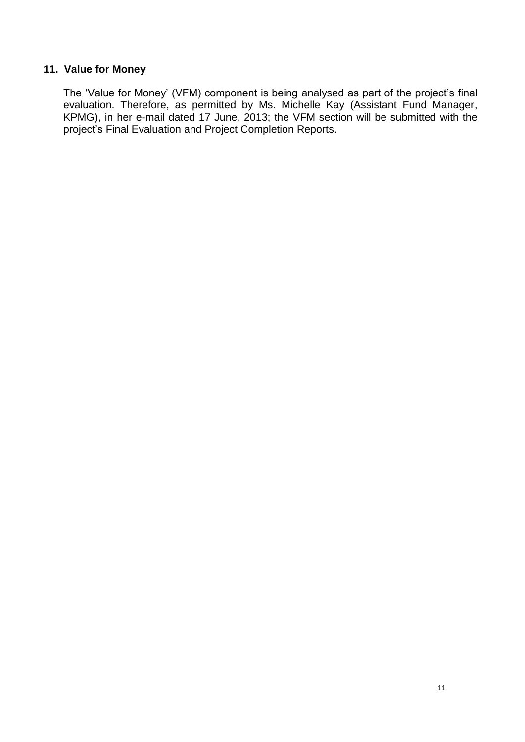## 11. Value for Money

The 'Value for Money' (VFM) component is being analysed as part of the project's final evaluation. Therefore, as permitted by Ms. Michelle Kay (Assistant Fund Manager, KPMG), in her e-mail dated 17 June, 2013; the VFM section will be submitted with the project's Final Evaluation and Project Completion Reports.